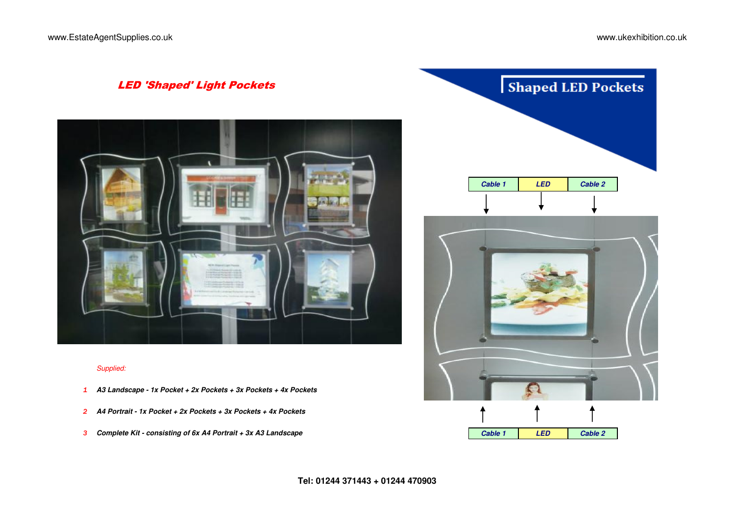# LED 'Shaped' Light Pockets

## Shaped LED Pockets

| Cable 1 | LED | Cable 2 |
| --- | --- | --- |

| Cable 1 | LED | Cable 2 |
| --- | --- | --- |

*Supplied:*

1. ***A3 Landscape - 1x Pocket + 2x Pockets + 3x Pockets + 4x Pockets***
2. ***A4 Portrait - 1x Pocket + 2x Pockets + 3x Pockets + 4x Pockets***
3. ***Complete Kit - consisting of 6x A4 Portrait + 3x A3 Landscape***

**Tel: 01244 371443 + 01244 470903**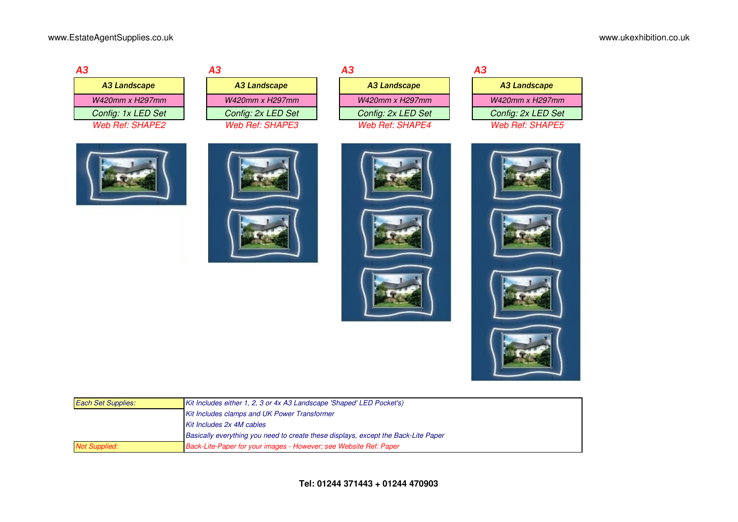| A3 | A3 | A3 | A3 |
|---|---|---|---|
| ***A3 Landscape*** | ***A3 Landscape*** | ***A3 Landscape*** | ***A3 Landscape*** |
| *W420mm x H297mm* | *W420mm x H297mm* | *W420mm x H297mm* | *W420mm x H297mm* |
| *Config: 1x LED Set* | *Config: 2x LED Set* | *Config: 2x LED Set* | *Config: 2x LED Set* |
| *Web Ref: SHAPE2* | *Web Ref: SHAPE3* | *Web Ref: SHAPE4* | *Web Ref: SHAPE5* |

| | |
|---|---|
| *Each Set Supplies:* | *Kit Includes either 1, 2, 3 or 4x A3 Landscape 'Shaped' LED Pocket's)* |
| | *Kit Includes clamps and UK Power Transformer* |
| | *Kit Includes 2x 4M cables* |
| | *Basically everything you need to create these displays, except the Back-Lite Paper* |
| *Not Supplied:* | *Back-Lite-Paper for your images - However; see Website Ref: Paper* |

**Tel: 01244 371443 + 01244 470903**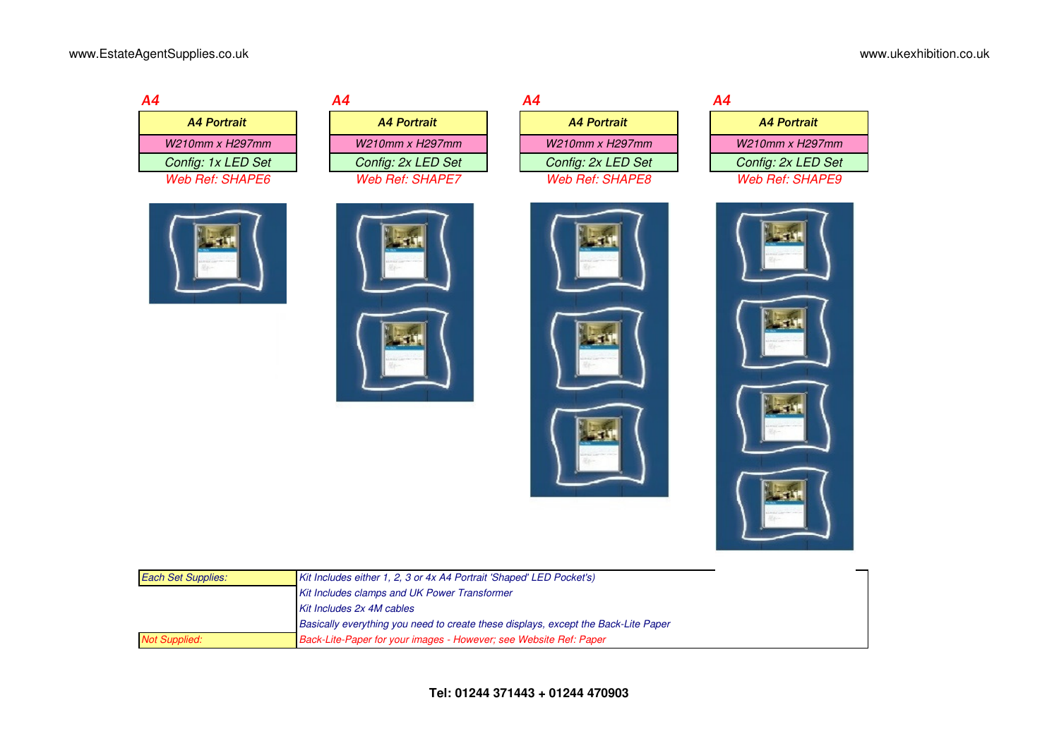| A4 | A4 | A4 | A4 |
|---|---|---|---|
| **A4 Portrait** | **A4 Portrait** | **A4 Portrait** | **A4 Portrait** |
| W210mm x H297mm | W210mm x H297mm | W210mm x H297mm | W210mm x H297mm |
| Config: 1x LED Set | Config: 2x LED Set | Config: 2x LED Set | Config: 2x LED Set |
| Web Ref: SHAPE6 | Web Ref: SHAPE7 | Web Ref: SHAPE8 | Web Ref: SHAPE9 |

| | |
|---|---|
| *Each Set Supplies:* | *Kit Includes either 1, 2, 3 or 4x A4 Portrait 'Shaped' LED Pocket's)* |
| | *Kit Includes clamps and UK Power Transformer* |
| | *Kit Includes 2x 4M cables* |
| | *Basically everything you need to create these displays, except the Back-Lite Paper* |
| *Not Supplied:* | *Back-Lite-Paper for your images - However; see Website Ref: Paper* |

**Tel: 01244 371443 + 01244 470903**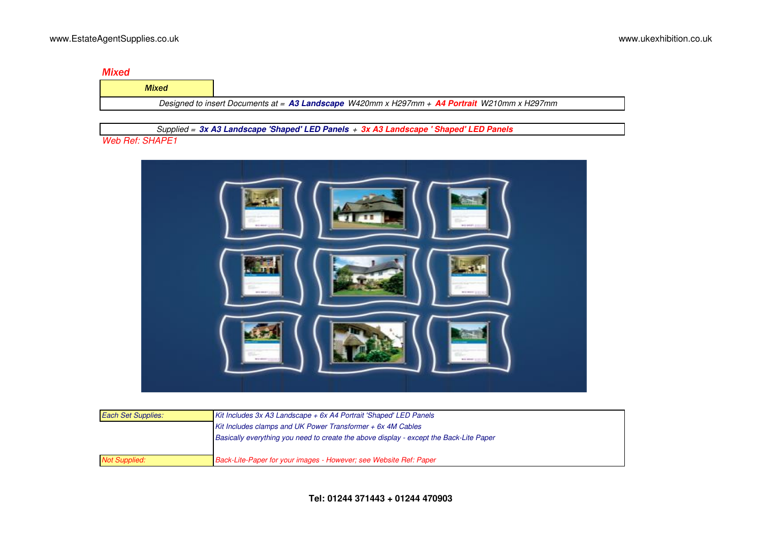## *Mixed*

| ***Mixed*** |
| --- |
| *Designed to insert Documents at =* ***A3 Landscape*** *W420mm x H297mm +* ***A4 Portrait*** *W210mm x H297mm* |

*Supplied =* ***3x A3 Landscape 'Shaped' LED Panels*** *+* ***3x A3 Landscape ' Shaped' LED Panels***

*Web Ref: SHAPE1*

| | |
| --- | --- |
| *Each Set Supplies:* | *Kit Includes 3x A3 Landscape + 6x A4 Portrait 'Shaped' LED Panels* |
| | *Kit Includes clamps and UK Power Transformer + 6x 4M Cables* |
| | *Basically everything you need to create the above display - except the Back-Lite Paper* |
| *Not Supplied:* | *Back-Lite-Paper for your images - However; see Website Ref: Paper* |

**Tel: 01244 371443 + 01244 470903**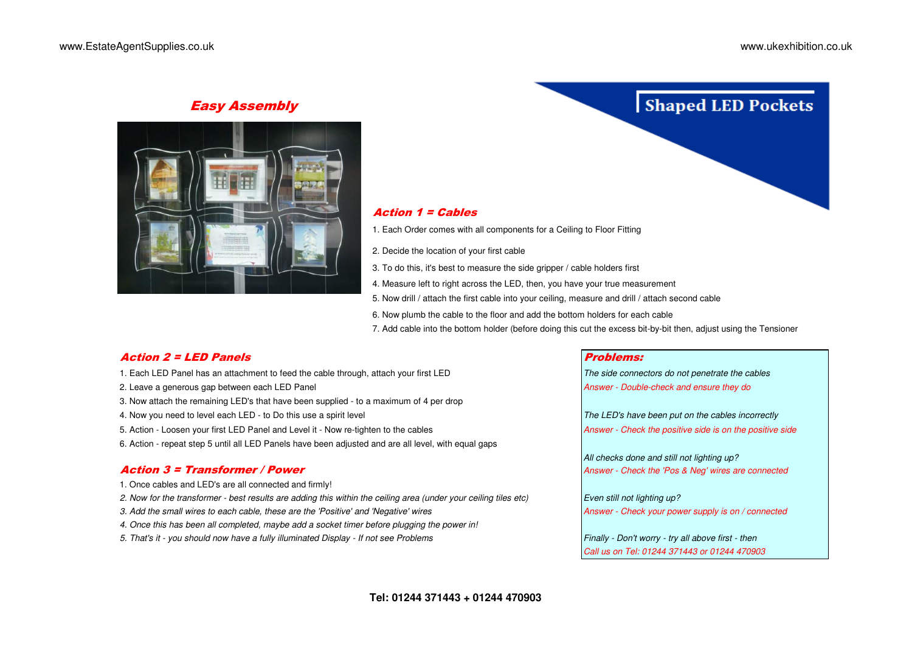## Shaped LED Pockets

## Easy Assembly

### Action 1 = Cables

1. Each Order comes with all components for a Ceiling to Floor Fitting
2. Decide the location of your first cable
3. To do this, it's best to measure the side gripper / cable holders first
4. Measure left to right across the LED, then, you have your true measurement
5. Now drill / attach the first cable into your ceiling, measure and drill / attach second cable
6. Now plumb the cable to the floor and add the bottom holders for each cable
7. Add cable into the bottom holder (before doing this cut the excess bit-by-bit then, adjust using the Tensioner

### Action 2 = LED Panels

1. Each LED Panel has an attachment to feed the cable through, attach your first LED
2. Leave a generous gap between each LED Panel
3. Now attach the remaining LED's that have been supplied - to a maximum of 4 per drop
4. Now you need to level each LED - to Do this use a spirit level
5. Action - Loosen your first LED Panel and Level it - Now re-tighten to the cables
6. Action - repeat step 5 until all LED Panels have been adjusted and are all level, with equal gaps

### Action 3 = Transformer / Power

1. Once cables and LED's are all connected and firmly!
2. *Now for the transformer - best results are adding this within the ceiling area (under your ceiling tiles etc)*
3. *Add the small wires to each cable, these are the 'Positive' and 'Negative' wires*
4. *Once this has been all completed, maybe add a socket timer before plugging the power in!*
5. *That's it - you should now have a fully illuminated Display - If not see Problems*

### Problems:

*The side connectors do not penetrate the cables*
*Answer - Double-check and ensure they do*

*The LED's have been put on the cables incorrectly*
*Answer - Check the positive side is on the positive side*

*All checks done and still not lighting up?*
*Answer - Check the 'Pos & Neg' wires are connected*

*Even still not lighting up?*
*Answer - Check your power supply is on / connected*

*Finally - Don't worry - try all above first - then*
*Call us on Tel: 01244 371443 or 01244 470903*

**Tel: 01244 371443 + 01244 470903**